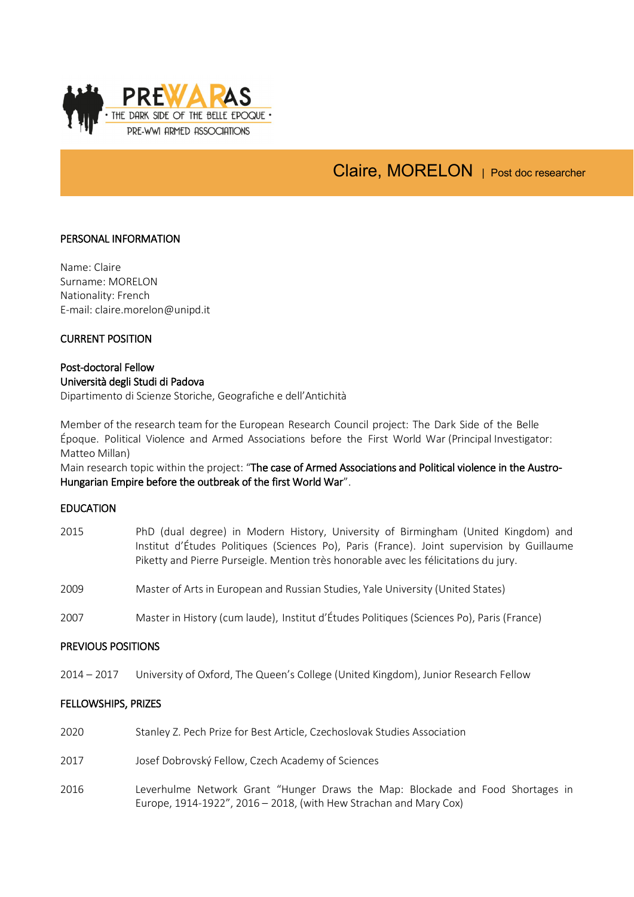PREWARAS · THE DARK SIDE OF THE BELLE EPOQUE · PRE-WWI ARMED ASSOCIATIONS

# Claire, MORELON | Post doc researcher

## PERSONAL INFORMATION

Name: Claire
Surname: MORELON
Nationality: French
E-mail: claire.morelon@unipd.it

## CURRENT POSITION

Post-doctoral Fellow
Università degli Studi di Padova
Dipartimento di Scienze Storiche, Geografiche e dell'Antichità

Member of the research team for the European Research Council project: The Dark Side of the Belle Époque. Political Violence and Armed Associations before the First World War (Principal Investigator: Matteo Millan)
Main research topic within the project: "The case of Armed Associations and Political violence in the Austro-Hungarian Empire before the outbreak of the first World War".

## EDUCATION

| | |
|---|---|
| 2015 | PhD (dual degree) in Modern History, University of Birmingham (United Kingdom) and Institut d'Études Politiques (Sciences Po), Paris (France). Joint supervision by Guillaume Piketty and Pierre Purseigle. Mention très honorable avec les félicitations du jury. |
| 2009 | Master of Arts in European and Russian Studies, Yale University (United States) |
| 2007 | Master in History (cum laude), Institut d'Études Politiques (Sciences Po), Paris (France) |

## PREVIOUS POSITIONS

| | |
|---|---|
| 2014 – 2017 | University of Oxford, The Queen's College (United Kingdom), Junior Research Fellow |

## FELLOWSHIPS, PRIZES

| | |
|---|---|
| 2020 | Stanley Z. Pech Prize for Best Article, Czechoslovak Studies Association |
| 2017 | Josef Dobrovský Fellow, Czech Academy of Sciences |
| 2016 | Leverhulme Network Grant "Hunger Draws the Map: Blockade and Food Shortages in Europe, 1914-1922", 2016 – 2018, (with Hew Strachan and Mary Cox) |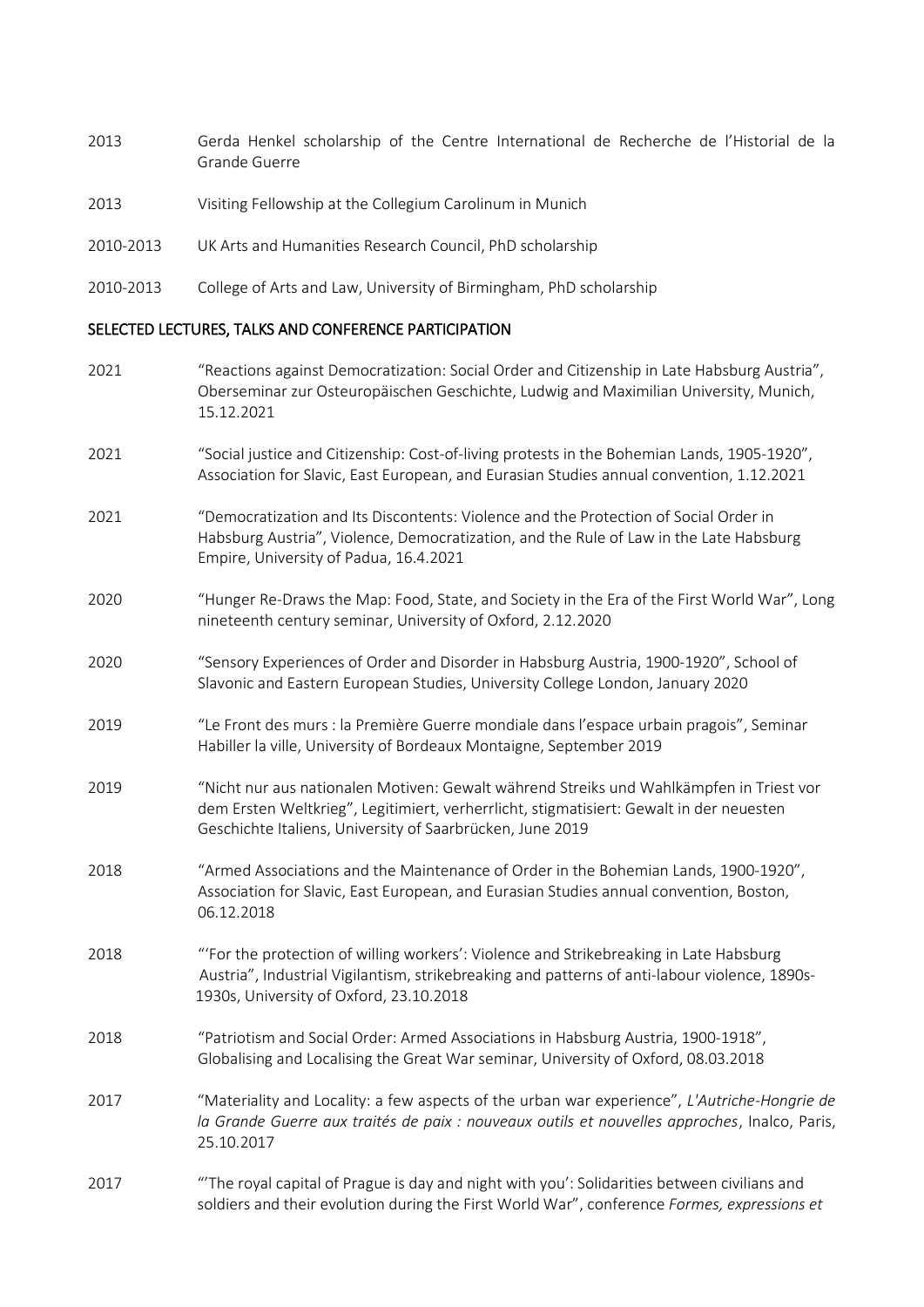2013 Gerda Henkel scholarship of the Centre International de Recherche de l'Historial de la Grande Guerre

2013 Visiting Fellowship at the Collegium Carolinum in Munich

2010-2013 UK Arts and Humanities Research Council, PhD scholarship

2010-2013 College of Arts and Law, University of Birmingham, PhD scholarship

## SELECTED LECTURES, TALKS AND CONFERENCE PARTICIPATION

2021 "Reactions against Democratization: Social Order and Citizenship in Late Habsburg Austria", Oberseminar zur Osteuropäischen Geschichte, Ludwig and Maximilian University, Munich, 15.12.2021

2021 "Social justice and Citizenship: Cost-of-living protests in the Bohemian Lands, 1905-1920", Association for Slavic, East European, and Eurasian Studies annual convention, 1.12.2021

2021 "Democratization and Its Discontents: Violence and the Protection of Social Order in Habsburg Austria", Violence, Democratization, and the Rule of Law in the Late Habsburg Empire, University of Padua, 16.4.2021

2020 "Hunger Re-Draws the Map: Food, State, and Society in the Era of the First World War", Long nineteenth century seminar, University of Oxford, 2.12.2020

2020 "Sensory Experiences of Order and Disorder in Habsburg Austria, 1900-1920", School of Slavonic and Eastern European Studies, University College London, January 2020

2019 "Le Front des murs : la Première Guerre mondiale dans l'espace urbain pragois", Seminar Habiller la ville, University of Bordeaux Montaigne, September 2019

2019 "Nicht nur aus nationalen Motiven: Gewalt während Streiks und Wahlkämpfen in Triest vor dem Ersten Weltkrieg", Legitimiert, verherrlicht, stigmatisiert: Gewalt in der neuesten Geschichte Italiens, University of Saarbrücken, June 2019

2018 "Armed Associations and the Maintenance of Order in the Bohemian Lands, 1900-1920", Association for Slavic, East European, and Eurasian Studies annual convention, Boston, 06.12.2018

2018 "'For the protection of willing workers': Violence and Strikebreaking in Late Habsburg Austria", Industrial Vigilantism, strikebreaking and patterns of anti-labour violence, 1890s-1930s, University of Oxford, 23.10.2018

2018 "Patriotism and Social Order: Armed Associations in Habsburg Austria, 1900-1918", Globalising and Localising the Great War seminar, University of Oxford, 08.03.2018

2017 "Materiality and Locality: a few aspects of the urban war experience", *L'Autriche-Hongrie de la Grande Guerre aux traités de paix : nouveaux outils et nouvelles approches*, Inalco, Paris, 25.10.2017

2017 "'The royal capital of Prague is day and night with you': Solidarities between civilians and soldiers and their evolution during the First World War", conference *Formes, expressions et*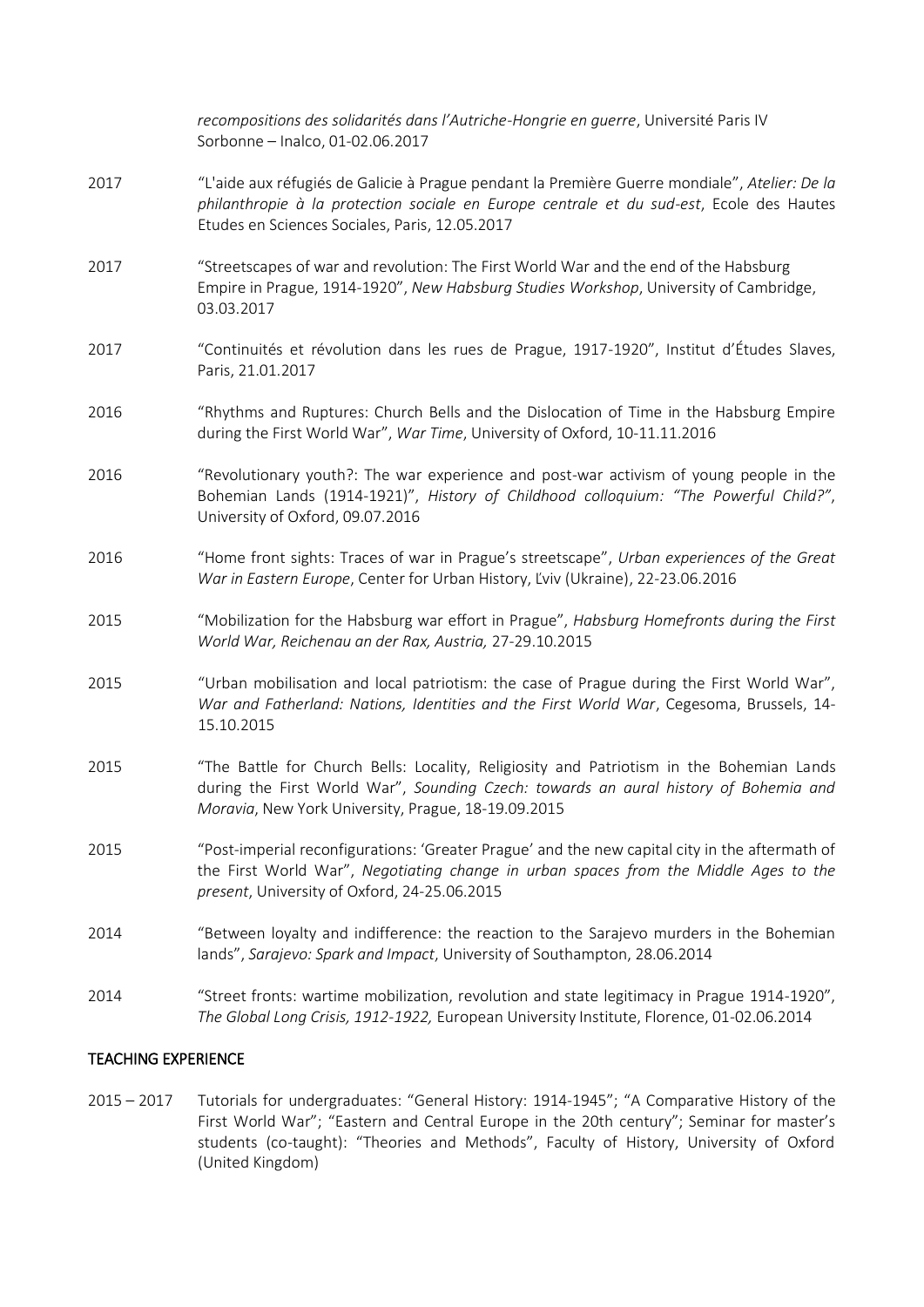*recompositions des solidarités dans l'Autriche-Hongrie en guerre*, Université Paris IV Sorbonne – Inalco, 01-02.06.2017

2017 "L'aide aux réfugiés de Galicie à Prague pendant la Première Guerre mondiale", *Atelier: De la philanthropie à la protection sociale en Europe centrale et du sud-est*, Ecole des Hautes Etudes en Sciences Sociales, Paris, 12.05.2017

2017 "Streetscapes of war and revolution: The First World War and the end of the Habsburg Empire in Prague, 1914-1920", *New Habsburg Studies Workshop*, University of Cambridge, 03.03.2017

2017 "Continuités et révolution dans les rues de Prague, 1917-1920", Institut d'Études Slaves, Paris, 21.01.2017

2016 "Rhythms and Ruptures: Church Bells and the Dislocation of Time in the Habsburg Empire during the First World War", *War Time*, University of Oxford, 10-11.11.2016

2016 "Revolutionary youth?: The war experience and post-war activism of young people in the Bohemian Lands (1914-1921)", *History of Childhood colloquium: "The Powerful Child?"*, University of Oxford, 09.07.2016

2016 "Home front sights: Traces of war in Prague's streetscape", *Urban experiences of the Great War in Eastern Europe*, Center for Urban History, Ľviv (Ukraine), 22-23.06.2016

2015 "Mobilization for the Habsburg war effort in Prague", *Habsburg Homefronts during the First World War, Reichenau an der Rax, Austria,* 27-29.10.2015

2015 "Urban mobilisation and local patriotism: the case of Prague during the First World War", *War and Fatherland: Nations, Identities and the First World War*, Cegesoma, Brussels, 14-15.10.2015

2015 "The Battle for Church Bells: Locality, Religiosity and Patriotism in the Bohemian Lands during the First World War", *Sounding Czech: towards an aural history of Bohemia and Moravia*, New York University, Prague, 18-19.09.2015

2015 "Post-imperial reconfigurations: 'Greater Prague' and the new capital city in the aftermath of the First World War", *Negotiating change in urban spaces from the Middle Ages to the present*, University of Oxford, 24-25.06.2015

2014 "Between loyalty and indifference: the reaction to the Sarajevo murders in the Bohemian lands", *Sarajevo: Spark and Impact*, University of Southampton, 28.06.2014

2014 "Street fronts: wartime mobilization, revolution and state legitimacy in Prague 1914-1920", *The Global Long Crisis, 1912-1922,* European University Institute, Florence, 01-02.06.2014

## TEACHING EXPERIENCE

2015 – 2017 Tutorials for undergraduates: "General History: 1914-1945"; "A Comparative History of the First World War"; "Eastern and Central Europe in the 20th century"; Seminar for master's students (co-taught): "Theories and Methods", Faculty of History, University of Oxford (United Kingdom)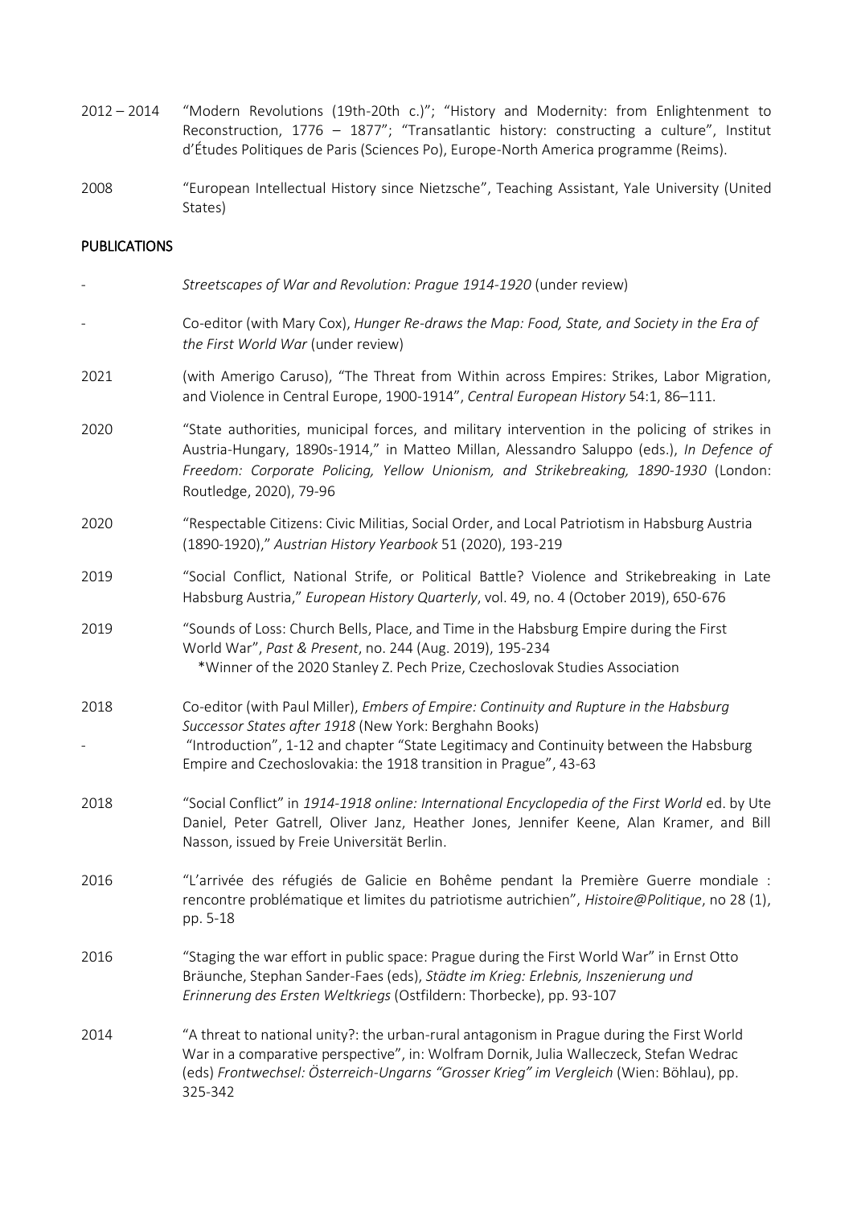2012 – 2014 "Modern Revolutions (19th-20th c.)"; "History and Modernity: from Enlightenment to Reconstruction, 1776 – 1877"; "Transatlantic history: constructing a culture", Institut d'Études Politiques de Paris (Sciences Po), Europe-North America programme (Reims).

2008 "European Intellectual History since Nietzsche", Teaching Assistant, Yale University (United States)

## PUBLICATIONS

- *Streetscapes of War and Revolution: Prague 1914-1920* (under review)

- Co-editor (with Mary Cox), *Hunger Re-draws the Map: Food, State, and Society in the Era of the First World War* (under review)

2021 (with Amerigo Caruso), "The Threat from Within across Empires: Strikes, Labor Migration, and Violence in Central Europe, 1900-1914", *Central European History* 54:1, 86–111.

2020 "State authorities, municipal forces, and military intervention in the policing of strikes in Austria-Hungary, 1890s-1914," in Matteo Millan, Alessandro Saluppo (eds.), *In Defence of Freedom: Corporate Policing, Yellow Unionism, and Strikebreaking, 1890-1930* (London: Routledge, 2020), 79-96

2020 "Respectable Citizens: Civic Militias, Social Order, and Local Patriotism in Habsburg Austria (1890-1920)," *Austrian History Yearbook* 51 (2020), 193-219

2019 "Social Conflict, National Strife, or Political Battle? Violence and Strikebreaking in Late Habsburg Austria," *European History Quarterly*, vol. 49, no. 4 (October 2019), 650-676

2019 "Sounds of Loss: Church Bells, Place, and Time in the Habsburg Empire during the First World War", *Past & Present*, no. 244 (Aug. 2019), 195-234
*Winner of the 2020 Stanley Z. Pech Prize, Czechoslovak Studies Association

2018 Co-editor (with Paul Miller), *Embers of Empire: Continuity and Rupture in the Habsburg Successor States after 1918* (New York: Berghahn Books)
- "Introduction", 1-12 and chapter "State Legitimacy and Continuity between the Habsburg Empire and Czechoslovakia: the 1918 transition in Prague", 43-63

2018 "Social Conflict" in *1914-1918 online: International Encyclopedia of the First World* ed. by Ute Daniel, Peter Gatrell, Oliver Janz, Heather Jones, Jennifer Keene, Alan Kramer, and Bill Nasson, issued by Freie Universität Berlin.

2016 "L'arrivée des réfugiés de Galicie en Bohême pendant la Première Guerre mondiale : rencontre problématique et limites du patriotisme autrichien", *Histoire@Politique*, no 28 (1), pp. 5-18

2016 "Staging the war effort in public space: Prague during the First World War" in Ernst Otto Bräunche, Stephan Sander-Faes (eds), *Städte im Krieg: Erlebnis, Inszenierung und Erinnerung des Ersten Weltkriegs* (Ostfildern: Thorbecke), pp. 93-107

2014 "A threat to national unity?: the urban-rural antagonism in Prague during the First World War in a comparative perspective", in: Wolfram Dornik, Julia Walleczeck, Stefan Wedrac (eds) *Frontwechsel: Österreich-Ungarns "Grosser Krieg" im Vergleich* (Wien: Böhlau), pp. 325-342